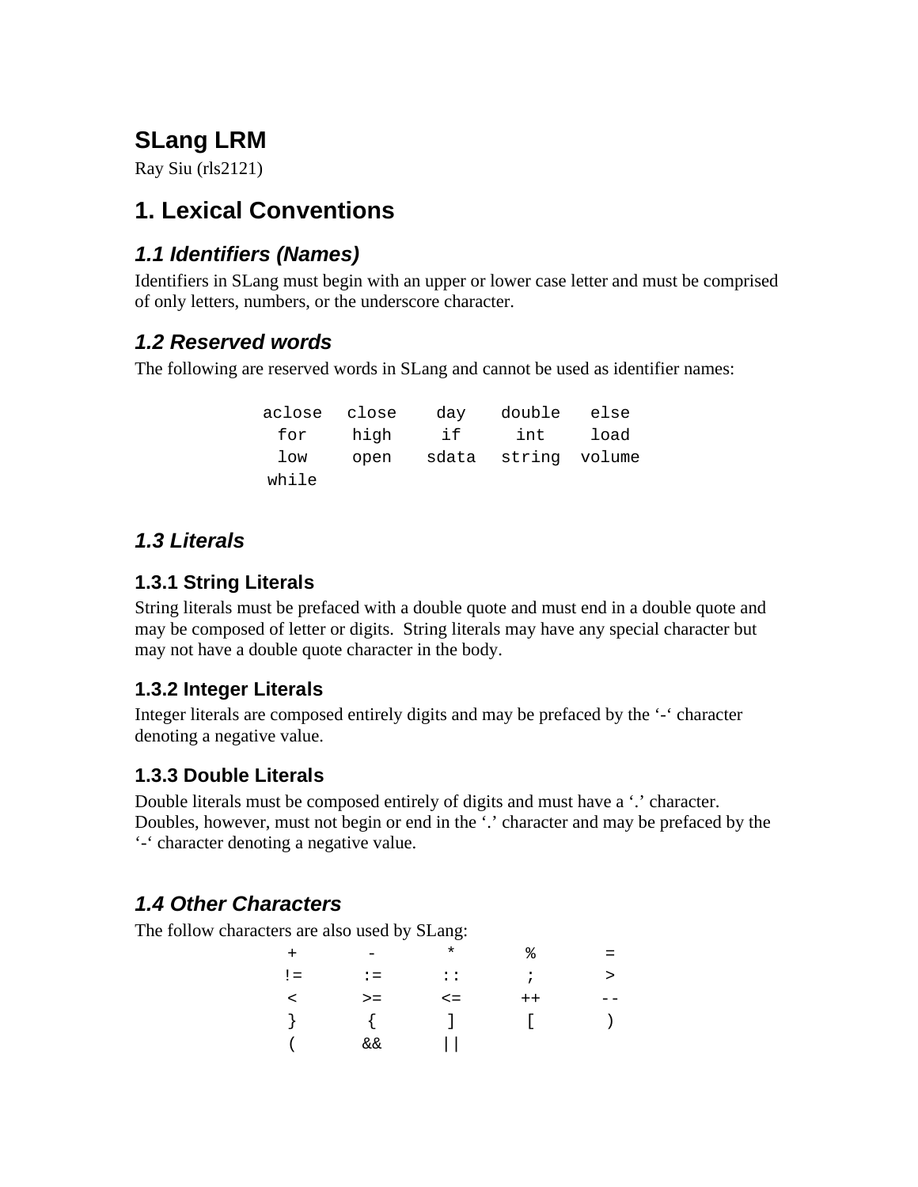# SLang LRM

Ray Siu (rls2121)

# 1. Lexical Conventions

## *1.1 Identifiers (Names)*

Identifiers in SLang must begin with an upper or lower case letter and must be comprised of only letters, numbers, or the underscore character.

## *1.2 Reserved words*

The following are reserved words in SLang and cannot be used as identifier names:

```
aclose   close   day     double   else
for      high    if      int      load
low      open    sdata   string   volume
while
```

## *1.3 Literals*

### 1.3.1 String Literals

String literals must be prefaced with a double quote and must end in a double quote and may be composed of letter or digits.  String literals may have any special character but may not have a double quote character in the body.

### 1.3.2 Integer Literals

Integer literals are composed entirely digits and may be prefaced by the '-' character denoting a negative value.

### 1.3.3 Double Literals

Double literals must be composed entirely of digits and must have a '.' character. Doubles, however, must not begin or end in the '.' character and may be prefaced by the '-' character denoting a negative value.

## *1.4 Other Characters*

The follow characters are also used by SLang:

```
+     -     *     %     =
!=    :=    ::    ;     >
<     >=    <=    ++    --
}     {     ]     [     )
(     &&    ||
```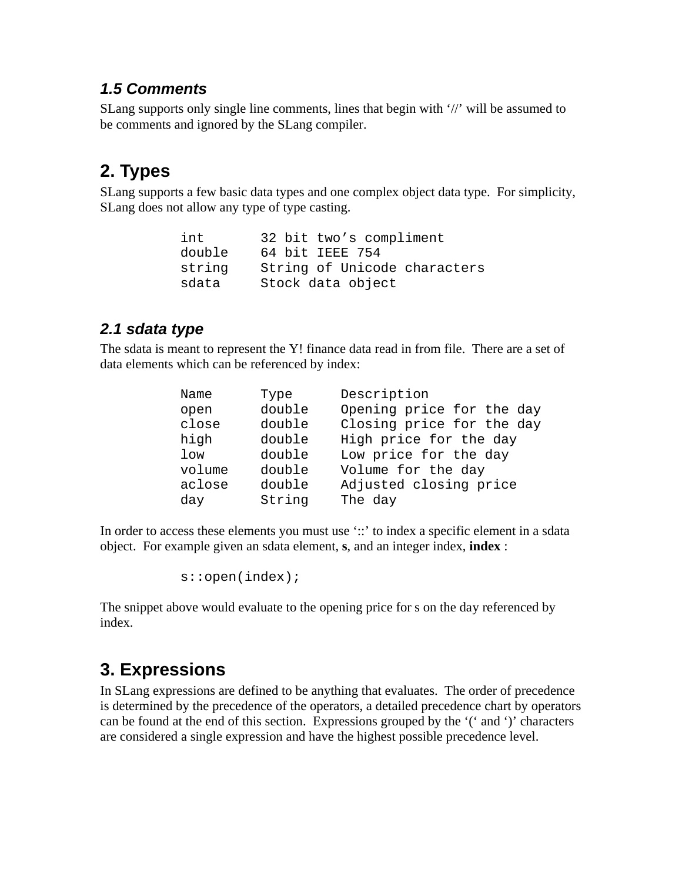### 1.5 Comments

SLang supports only single line comments, lines that begin with '//' will be assumed to be comments and ignored by the SLang compiler.

## 2. Types

SLang supports a few basic data types and one complex object data type. For simplicity, SLang does not allow any type of type casting.

```
int       32 bit two's compliment
double    64 bit IEEE 754
string    String of Unicode characters
sdata     Stock data object
```

### 2.1 sdata type

The sdata is meant to represent the Y! finance data read in from file. There are a set of data elements which can be referenced by index:

```
Name      Type      Description
open      double    Opening price for the day
close     double    Closing price for the day
high      double    High price for the day
low       double    Low price for the day
volume    double    Volume for the day
aclose    double    Adjusted closing price
day       String    The day
```

In order to access these elements you must use '::' to index a specific element in a sdata object. For example given an sdata element, **s**, and an integer index, **index** :

```
s::open(index);
```

The snippet above would evaluate to the opening price for s on the day referenced by index.

## 3. Expressions

In SLang expressions are defined to be anything that evaluates. The order of precedence is determined by the precedence of the operators, a detailed precedence chart by operators can be found at the end of this section. Expressions grouped by the '(' and ')' characters are considered a single expression and have the highest possible precedence level.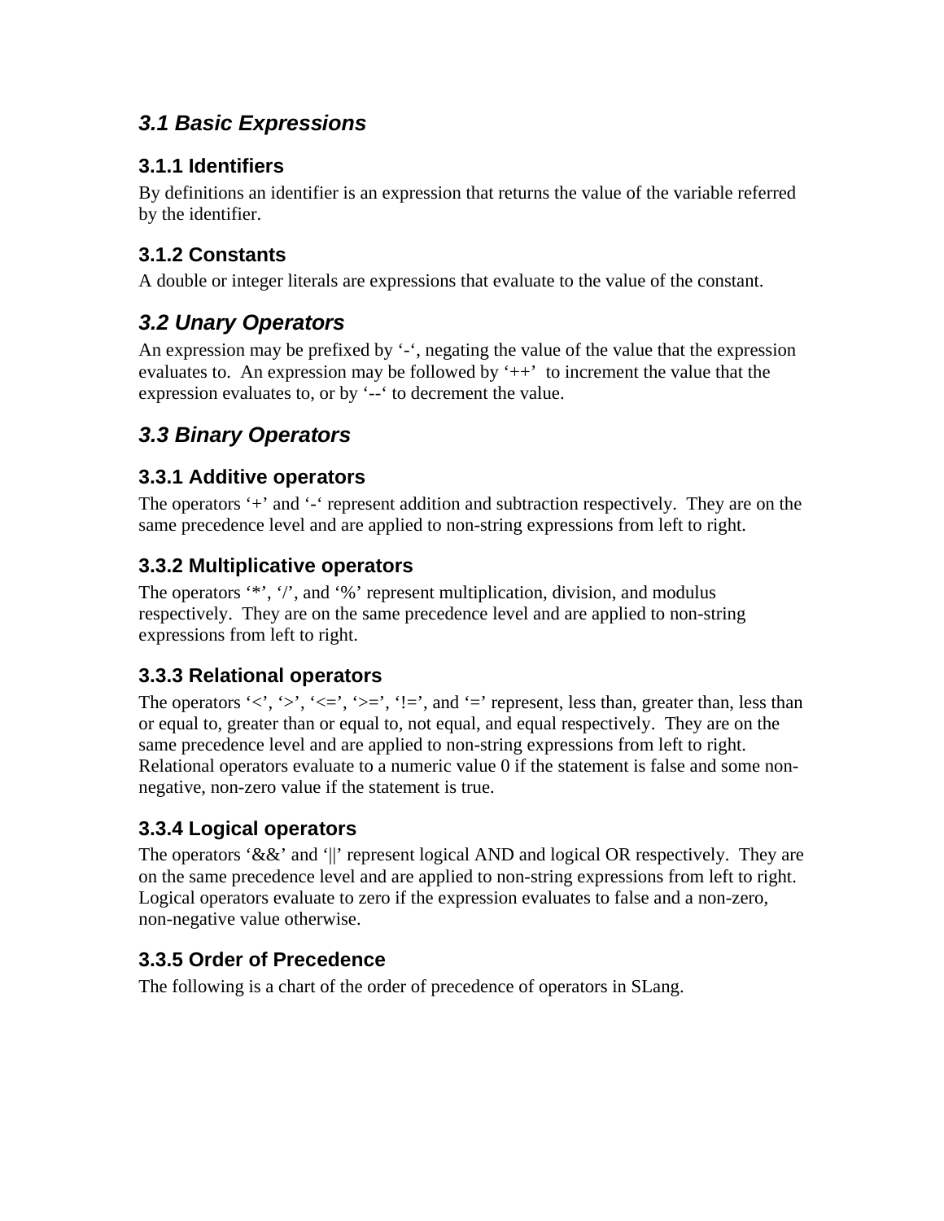## *3.1 Basic Expressions*

### 3.1.1 Identifiers

By definitions an identifier is an expression that returns the value of the variable referred by the identifier.

### 3.1.2 Constants

A double or integer literals are expressions that evaluate to the value of the constant.

## *3.2 Unary Operators*

An expression may be prefixed by '-', negating the value of the value that the expression evaluates to. An expression may be followed by '++' to increment the value that the expression evaluates to, or by '--' to decrement the value.

## *3.3 Binary Operators*

### 3.3.1 Additive operators

The operators '+' and '-' represent addition and subtraction respectively. They are on the same precedence level and are applied to non-string expressions from left to right.

### 3.3.2 Multiplicative operators

The operators '*', '/', and '%' represent multiplication, division, and modulus respectively. They are on the same precedence level and are applied to non-string expressions from left to right.

### 3.3.3 Relational operators

The operators '<', '>', '<=', '>=', '!=', and '=' represent, less than, greater than, less than or equal to, greater than or equal to, not equal, and equal respectively. They are on the same precedence level and are applied to non-string expressions from left to right. Relational operators evaluate to a numeric value 0 if the statement is false and some non-negative, non-zero value if the statement is true.

### 3.3.4 Logical operators

The operators '&&' and '||' represent logical AND and logical OR respectively. They are on the same precedence level and are applied to non-string expressions from left to right. Logical operators evaluate to zero if the expression evaluates to false and a non-zero, non-negative value otherwise.

### 3.3.5 Order of Precedence

The following is a chart of the order of precedence of operators in SLang.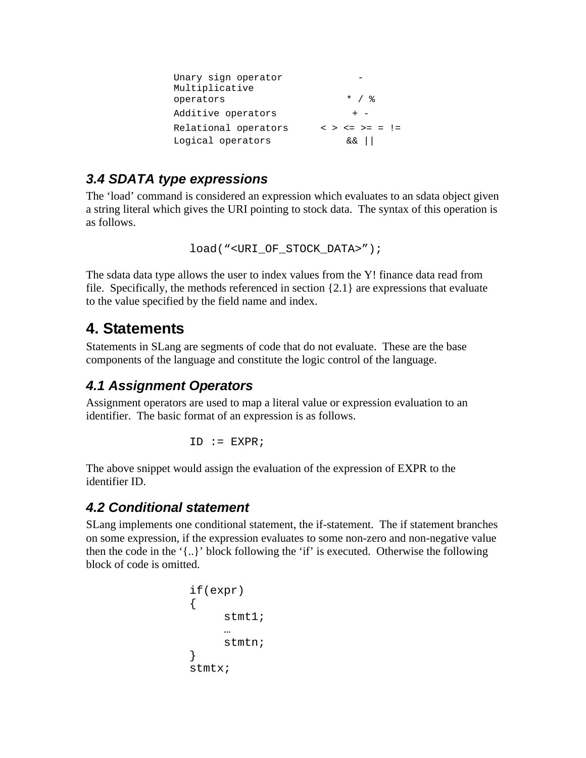| | |
|---|---|
| Unary sign operator | - |
| Multiplicative operators | * / % |
| Additive operators | + - |
| Relational operators | < > <= >= = != |
| Logical operators | && \|\| |

### 3.4 SDATA type expressions

The 'load' command is considered an expression which evaluates to an sdata object given a string literal which gives the URI pointing to stock data. The syntax of this operation is as follows.

```
load("<URI_OF_STOCK_DATA>");
```

The sdata data type allows the user to index values from the Y! finance data read from file. Specifically, the methods referenced in section {2.1} are expressions that evaluate to the value specified by the field name and index.

## 4. Statements

Statements in SLang are segments of code that do not evaluate. These are the base components of the language and constitute the logic control of the language.

### 4.1 Assignment Operators

Assignment operators are used to map a literal value or expression evaluation to an identifier. The basic format of an expression is as follows.

```
ID := EXPR;
```

The above snippet would assign the evaluation of the expression of EXPR to the identifier ID.

### 4.2 Conditional statement

SLang implements one conditional statement, the if-statement. The if statement branches on some expression, if the expression evaluates to some non-zero and non-negative value then the code in the '{..}' block following the 'if' is executed. Otherwise the following block of code is omitted.

```
if(expr)
{
     stmt1;
     …
     stmtn;
}
stmtx;
```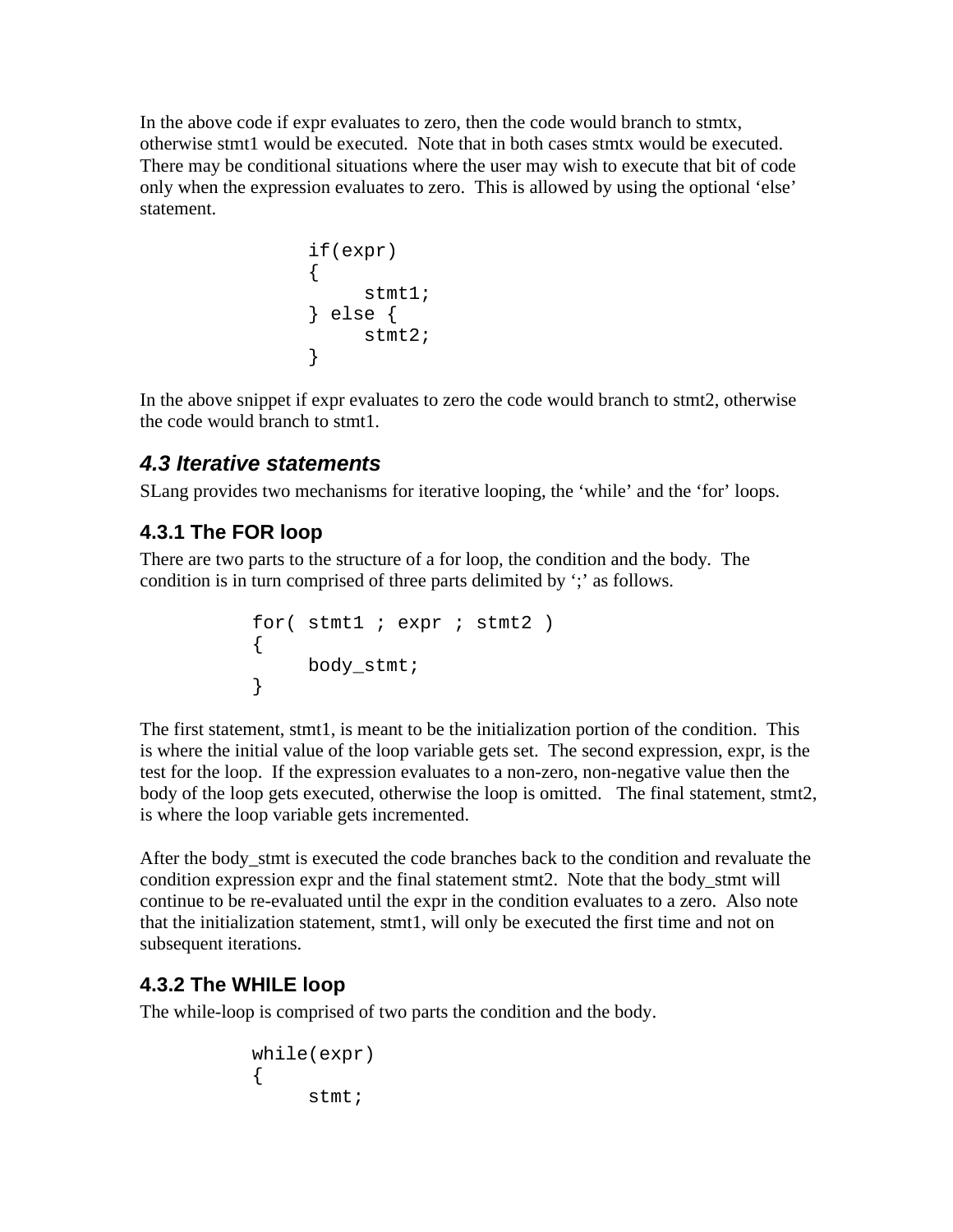In the above code if expr evaluates to zero, then the code would branch to stmtx, otherwise stmt1 would be executed. Note that in both cases stmtx would be executed. There may be conditional situations where the user may wish to execute that bit of code only when the expression evaluates to zero. This is allowed by using the optional 'else' statement.

```
if(expr)
{
     stmt1;
} else {
     stmt2;
}
```

In the above snippet if expr evaluates to zero the code would branch to stmt2, otherwise the code would branch to stmt1.

## *4.3 Iterative statements*

SLang provides two mechanisms for iterative looping, the 'while' and the 'for' loops.

### 4.3.1 The FOR loop

There are two parts to the structure of a for loop, the condition and the body. The condition is in turn comprised of three parts delimited by ';' as follows.

```
for( stmt1 ; expr ; stmt2 )
{
     body_stmt;
}
```

The first statement, stmt1, is meant to be the initialization portion of the condition. This is where the initial value of the loop variable gets set. The second expression, expr, is the test for the loop. If the expression evaluates to a non-zero, non-negative value then the body of the loop gets executed, otherwise the loop is omitted. The final statement, stmt2, is where the loop variable gets incremented.

After the body_stmt is executed the code branches back to the condition and revaluate the condition expression expr and the final statement stmt2. Note that the body_stmt will continue to be re-evaluated until the expr in the condition evaluates to a zero. Also note that the initialization statement, stmt1, will only be executed the first time and not on subsequent iterations.

### 4.3.2 The WHILE loop

The while-loop is comprised of two parts the condition and the body.

```
while(expr)
{
     stmt;
```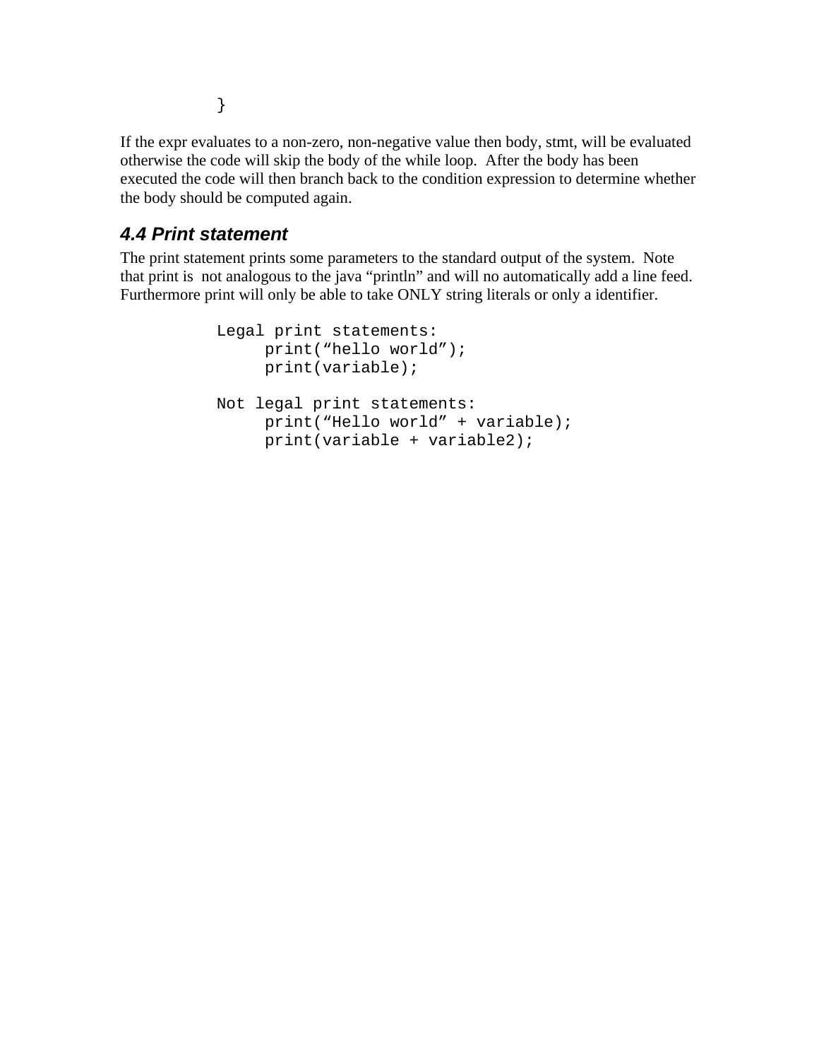```
}
```

If the expr evaluates to a non-zero, non-negative value then body, stmt, will be evaluated otherwise the code will skip the body of the while loop. After the body has been executed the code will then branch back to the condition expression to determine whether the body should be computed again.

### *4.4 Print statement*

The print statement prints some parameters to the standard output of the system. Note that print is not analogous to the java "println" and will no automatically add a line feed. Furthermore print will only be able to take ONLY string literals or only a identifier.

```
Legal print statements:
     print("hello world");
     print(variable);

Not legal print statements:
     print("Hello world" + variable);
     print(variable + variable2);
```